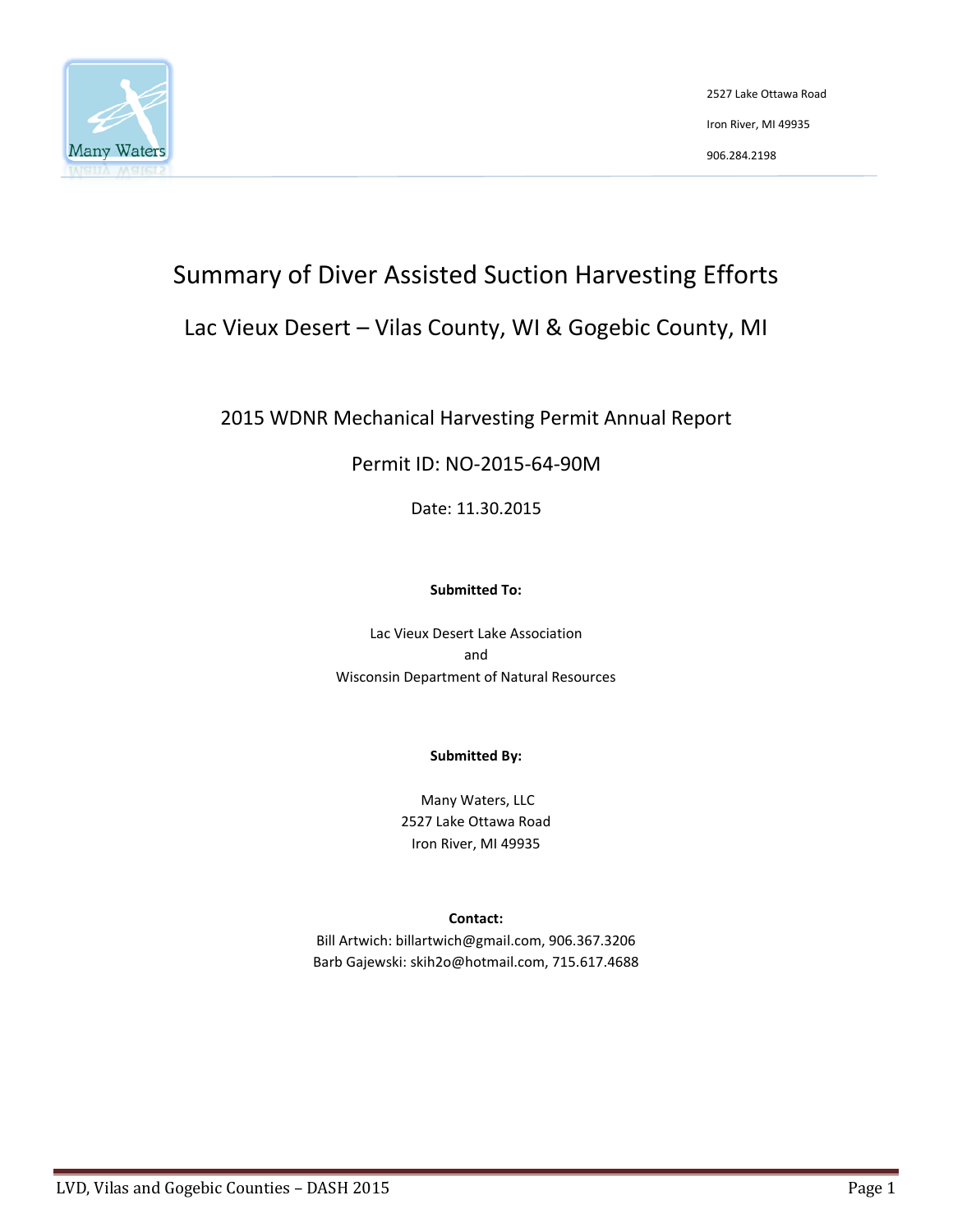Many Waters

2527 Lake Ottawa Road

Iron River, MI 49935

906.284.2198

# Summary of Diver Assisted Suction Harvesting Efforts

## Lac Vieux Desert – Vilas County, WI & Gogebic County, MI

2015 WDNR Mechanical Harvesting Permit Annual Report

Permit ID: NO-2015-64-90M

Date: 11.30.2015

**Submitted To:**

Lac Vieux Desert Lake Association
and
Wisconsin Department of Natural Resources

**Submitted By:**

Many Waters, LLC
2527 Lake Ottawa Road
Iron River, MI 49935

**Contact:**

Bill Artwich: billartwich@gmail.com, 906.367.3206
Barb Gajewski: skih2o@hotmail.com, 715.617.4688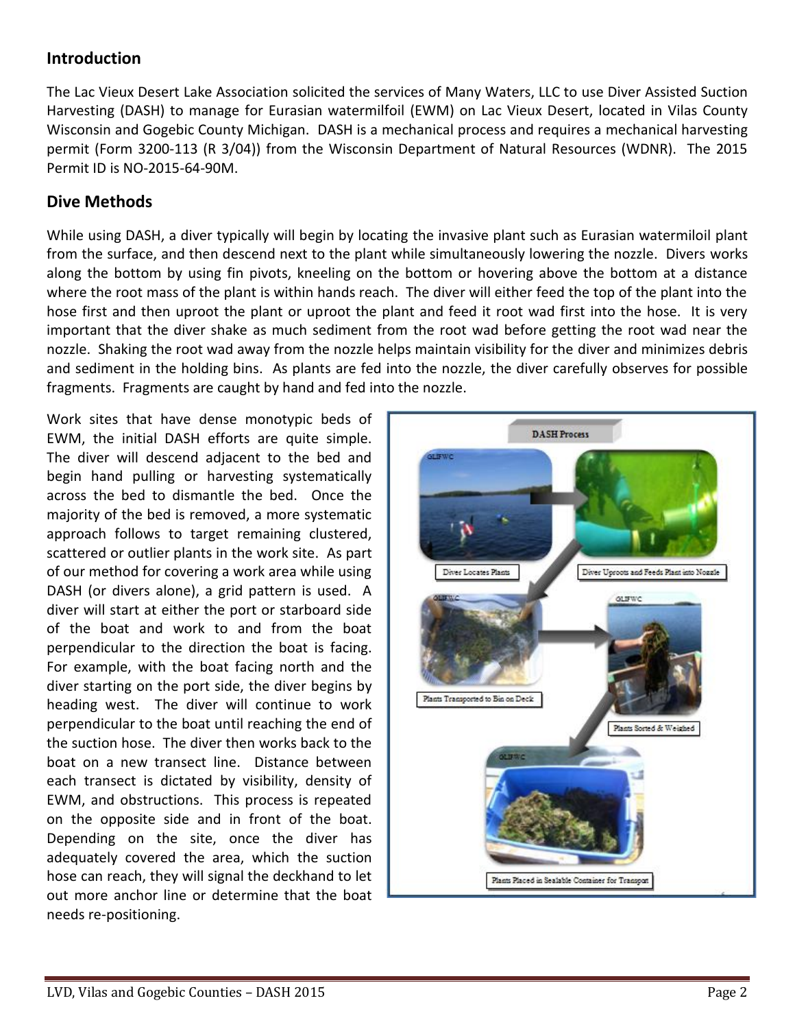## Introduction

The Lac Vieux Desert Lake Association solicited the services of Many Waters, LLC to use Diver Assisted Suction Harvesting (DASH) to manage for Eurasian watermilfoil (EWM) on Lac Vieux Desert, located in Vilas County Wisconsin and Gogebic County Michigan. DASH is a mechanical process and requires a mechanical harvesting permit (Form 3200-113 (R 3/04)) from the Wisconsin Department of Natural Resources (WDNR). The 2015 Permit ID is NO-2015-64-90M.

## Dive Methods

While using DASH, a diver typically will begin by locating the invasive plant such as Eurasian watermiloil plant from the surface, and then descend next to the plant while simultaneously lowering the nozzle. Divers works along the bottom by using fin pivots, kneeling on the bottom or hovering above the bottom at a distance where the root mass of the plant is within hands reach. The diver will either feed the top of the plant into the hose first and then uproot the plant or uproot the plant and feed it root wad first into the hose. It is very important that the diver shake as much sediment from the root wad before getting the root wad near the nozzle. Shaking the root wad away from the nozzle helps maintain visibility for the diver and minimizes debris and sediment in the holding bins. As plants are fed into the nozzle, the diver carefully observes for possible fragments. Fragments are caught by hand and fed into the nozzle.

Work sites that have dense monotypic beds of EWM, the initial DASH efforts are quite simple. The diver will descend adjacent to the bed and begin hand pulling or harvesting systematically across the bed to dismantle the bed. Once the majority of the bed is removed, a more systematic approach follows to target remaining clustered, scattered or outlier plants in the work site. As part of our method for covering a work area while using DASH (or divers alone), a grid pattern is used. A diver will start at either the port or starboard side of the boat and work to and from the boat perpendicular to the direction the boat is facing. For example, with the boat facing north and the diver starting on the port side, the diver begins by heading west. The diver will continue to work perpendicular to the boat until reaching the end of the suction hose. The diver then works back to the boat on a new transect line. Distance between each transect is dictated by visibility, density of EWM, and obstructions. This process is repeated on the opposite side and in front of the boat. Depending on the site, once the diver has adequately covered the area, which the suction hose can reach, they will signal the deckhand to let out more anchor line or determine that the boat needs re-positioning.

DASH Process

Diver Locates Plants

Diver Uproots and Feeds Plant into Nozzle

Plants Transported to Bin on Deck

Plants Sorted & Weighed

Plants Placed in Sealable Container for Transport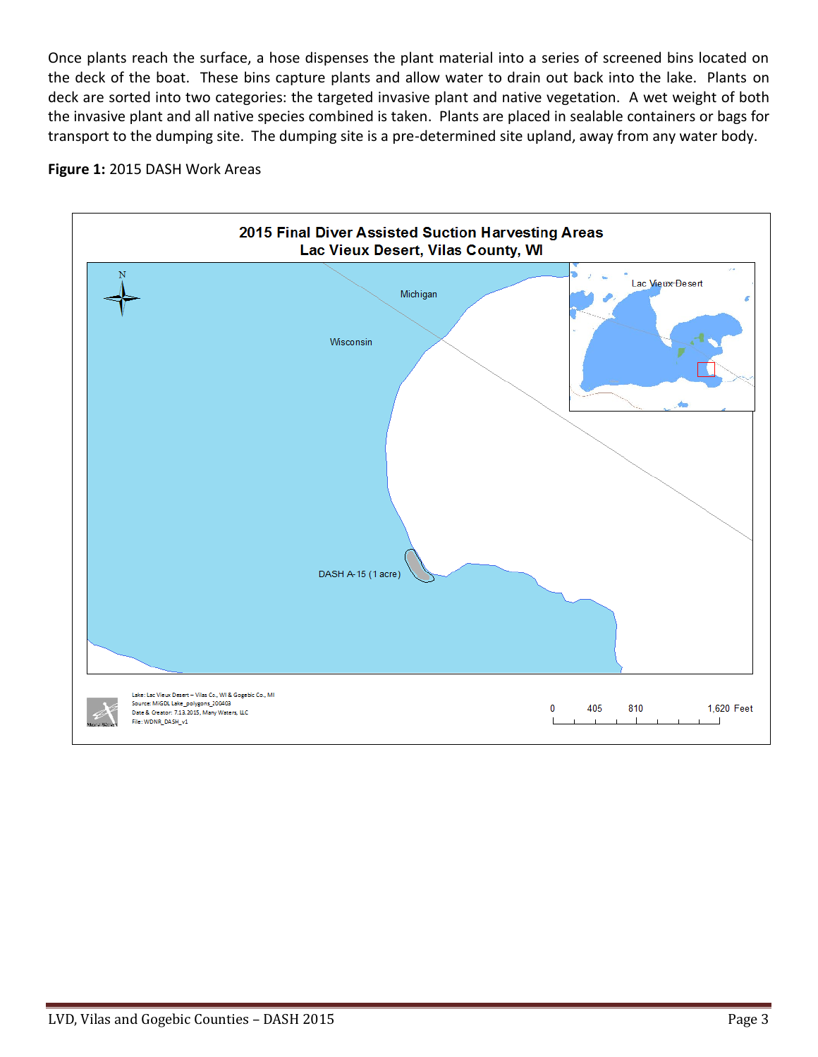Once plants reach the surface, a hose dispenses the plant material into a series of screened bins located on the deck of the boat. These bins capture plants and allow water to drain out back into the lake. Plants on deck are sorted into two categories: the targeted invasive plant and native vegetation. A wet weight of both the invasive plant and all native species combined is taken. Plants are placed in sealable containers or bags for transport to the dumping site. The dumping site is a pre-determined site upland, away from any water body.

**Figure 1:** 2015 DASH Work Areas

2015 Final Diver Assisted Suction Harvesting Areas
Lac Vieux Desert, Vilas County, WI

Michigan

Wisconsin

DASH A-15 (1 acre)

Lac Vieux Desert

Lake: Lac Vieux Desert – Vilas Co., WI & Gogebic Co., MI
Source: MiGDL Lake_polygons_200403
Date & Creator: 7.13.2015, Many Waters, LLC
File: WDNR_DASH_v1

0 405 810 1,620 Feet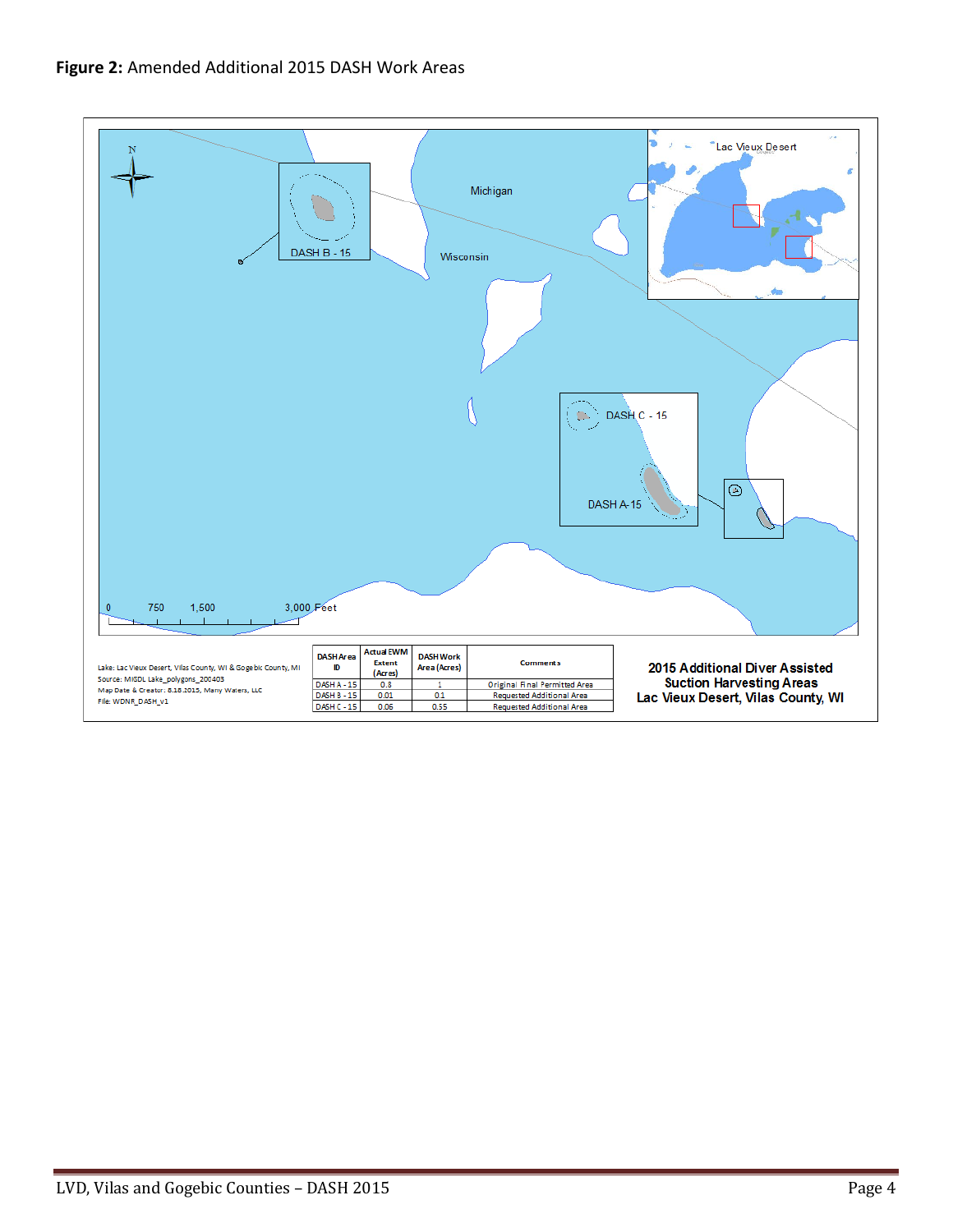**Figure 2:** Amended Additional 2015 DASH Work Areas

Lake: Lac Vieux Desert, Vilas County, WI & Gogebic County, MI
Source: MISDL Lake_polygons_200403
Map Date & Creator: 8.18.2015, Many Waters, LLC
File: WDNR_DASH_v1

| DASH Area ID | Actual EWM Extent (Acres) | DASH Work Area (Acres) | Comments |
|---|---|---|---|
| DASH A - 15 | 0.8 | 1 | Original Final Permitted Area |
| DASH B - 15 | 0.01 | 0.1 | Requested Additional Area |
| DASH C - 15 | 0.06 | 0.55 | Requested Additional Area |

**2015 Additional Diver Assisted Suction Harvesting Areas**
**Lac Vieux Desert, Vilas County, WI**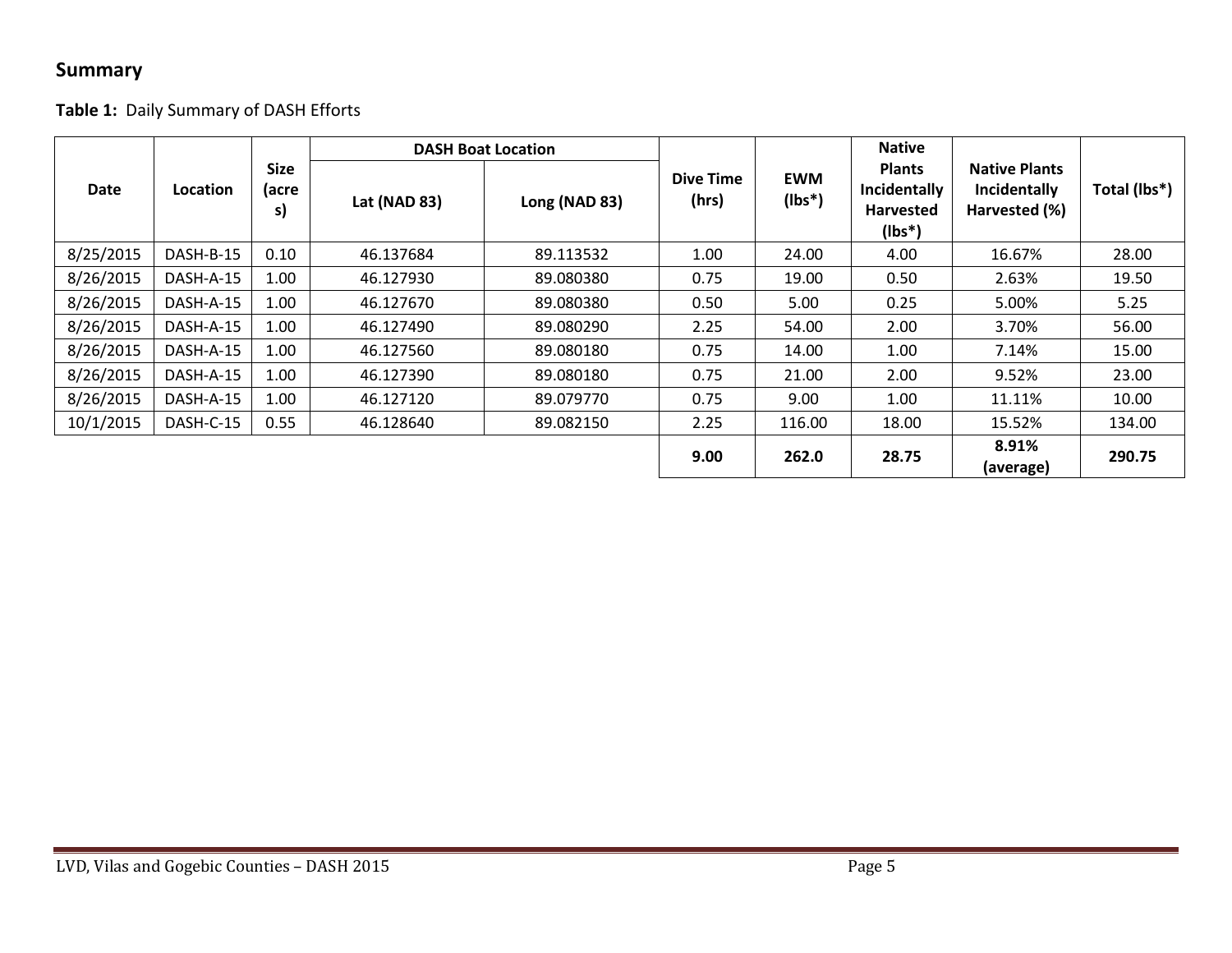## Summary

**Table 1:** Daily Summary of DASH Efforts

| Date | Location | Size (acres) | DASH Boat Location | | Dive Time (hrs) | EWM (lbs*) | Native Plants Incidentally Harvested (lbs*) | Native Plants Incidentally Harvested (%) | Total (lbs*) |
|---|---|---|---|---|---|---|---|---|---|
| | | | Lat (NAD 83) | Long (NAD 83) | | | | | |
| 8/25/2015 | DASH-B-15 | 0.10 | 46.137684 | 89.113532 | 1.00 | 24.00 | 4.00 | 16.67% | 28.00 |
| 8/26/2015 | DASH-A-15 | 1.00 | 46.127930 | 89.080380 | 0.75 | 19.00 | 0.50 | 2.63% | 19.50 |
| 8/26/2015 | DASH-A-15 | 1.00 | 46.127670 | 89.080380 | 0.50 | 5.00 | 0.25 | 5.00% | 5.25 |
| 8/26/2015 | DASH-A-15 | 1.00 | 46.127490 | 89.080290 | 2.25 | 54.00 | 2.00 | 3.70% | 56.00 |
| 8/26/2015 | DASH-A-15 | 1.00 | 46.127560 | 89.080180 | 0.75 | 14.00 | 1.00 | 7.14% | 15.00 |
| 8/26/2015 | DASH-A-15 | 1.00 | 46.127390 | 89.080180 | 0.75 | 21.00 | 2.00 | 9.52% | 23.00 |
| 8/26/2015 | DASH-A-15 | 1.00 | 46.127120 | 89.079770 | 0.75 | 9.00 | 1.00 | 11.11% | 10.00 |
| 10/1/2015 | DASH-C-15 | 0.55 | 46.128640 | 89.082150 | 2.25 | 116.00 | 18.00 | 15.52% | 134.00 |
| | | | | | **9.00** | **262.0** | **28.75** | **8.91% (average)** | **290.75** |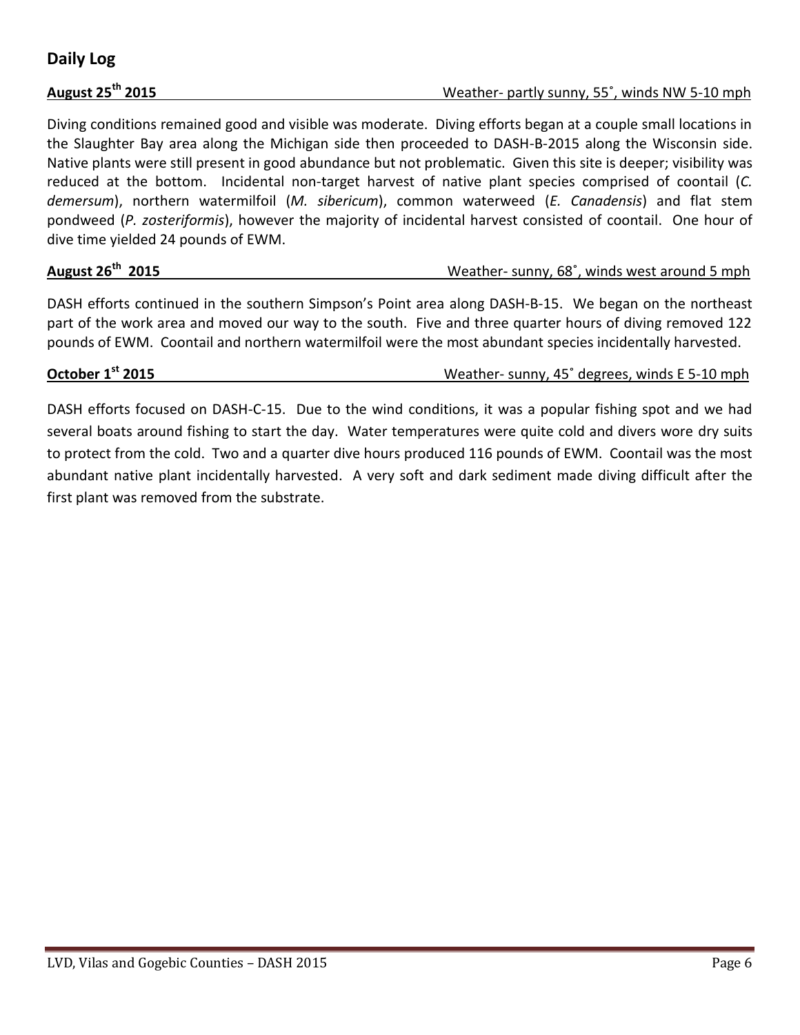## Daily Log

**August 25th 2015** Weather- partly sunny, 55˚, winds NW 5-10 mph

Diving conditions remained good and visible was moderate. Diving efforts began at a couple small locations in the Slaughter Bay area along the Michigan side then proceeded to DASH-B-2015 along the Wisconsin side. Native plants were still present in good abundance but not problematic. Given this site is deeper; visibility was reduced at the bottom. Incidental non-target harvest of native plant species comprised of coontail (*C. demersum*), northern watermilfoil (*M. sibericum*), common waterweed (*E. Canadensis*) and flat stem pondweed (*P. zosteriformis*), however the majority of incidental harvest consisted of coontail. One hour of dive time yielded 24 pounds of EWM.

**August 26th 2015** Weather- sunny, 68˚, winds west around 5 mph

DASH efforts continued in the southern Simpson's Point area along DASH-B-15. We began on the northeast part of the work area and moved our way to the south. Five and three quarter hours of diving removed 122 pounds of EWM. Coontail and northern watermilfoil were the most abundant species incidentally harvested.

**October 1st 2015** Weather- sunny, 45˚ degrees, winds E 5-10 mph

DASH efforts focused on DASH-C-15. Due to the wind conditions, it was a popular fishing spot and we had several boats around fishing to start the day. Water temperatures were quite cold and divers wore dry suits to protect from the cold. Two and a quarter dive hours produced 116 pounds of EWM. Coontail was the most abundant native plant incidentally harvested. A very soft and dark sediment made diving difficult after the first plant was removed from the substrate.